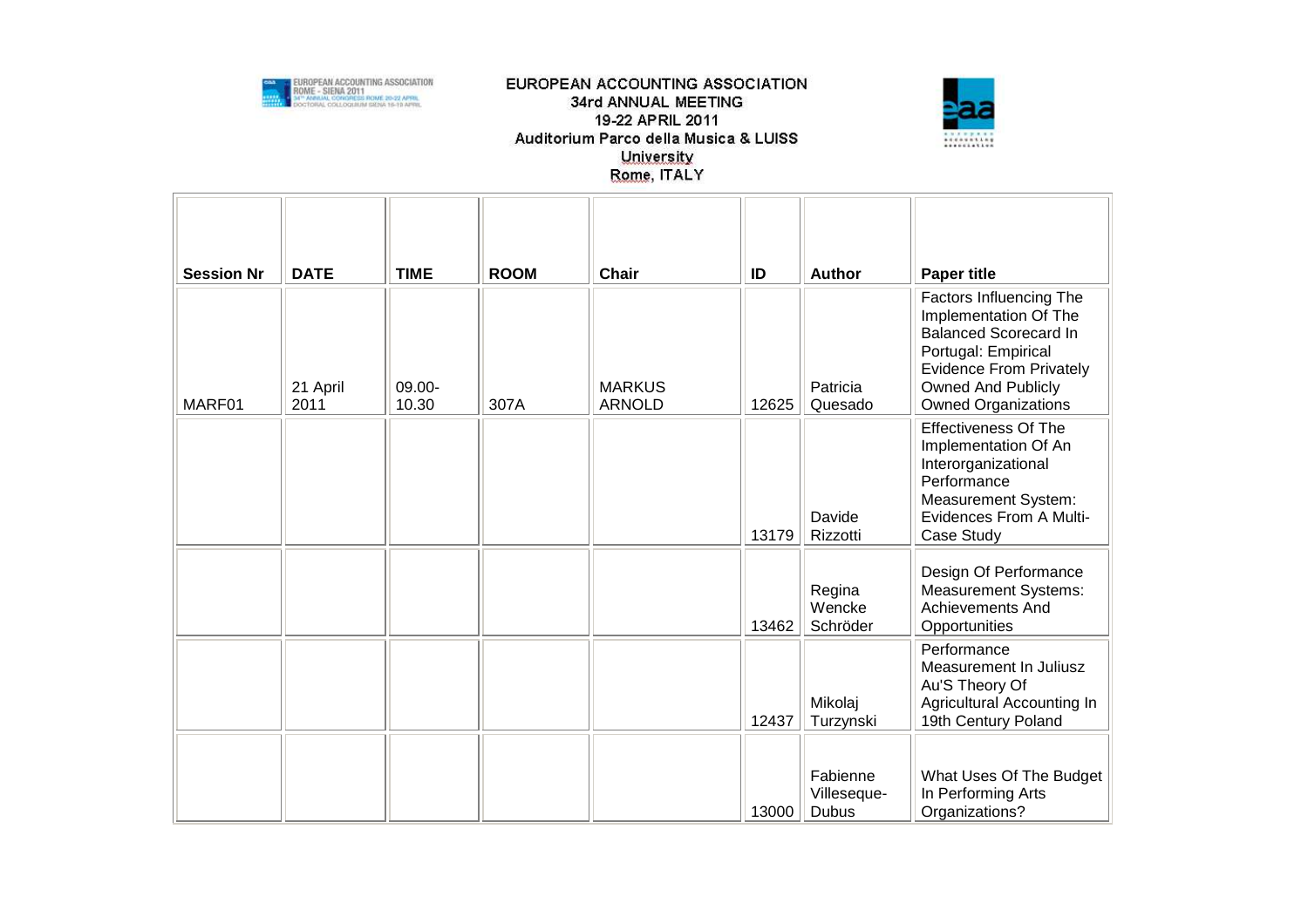EUROPEAN ACCOUNTING ASSOCIATION
34rd ANNUAL MEETING
19-22 APRIL 2011
Auditorium Parco della Musica & LUISS University
Rome, ITALY

| Session Nr | DATE | TIME | ROOM | Chair | ID | Author | Paper title |
|---|---|---|---|---|---|---|---|
| MARF01 | 21 April 2011 | 09.00-10.30 | 307A | MARKUS ARNOLD | 12625 | Patricia Quesado | Factors Influencing The Implementation Of The Balanced Scorecard In Portugal: Empirical Evidence From Privately Owned And Publicly Owned Organizations |
| | | | | | 13179 | Davide Rizzotti | Effectiveness Of The Implementation Of An Interorganizational Performance Measurement System: Evidences From A Multi-Case Study |
| | | | | | 13462 | Regina Wencke Schröder | Design Of Performance Measurement Systems: Achievements And Opportunities |
| | | | | | 12437 | Mikolaj Turzynski | Performance Measurement In Juliusz Au'S Theory Of Agricultural Accounting In 19th Century Poland |
| | | | | | 13000 | Fabienne Villeseque-Dubus | What Uses Of The Budget In Performing Arts Organizations? |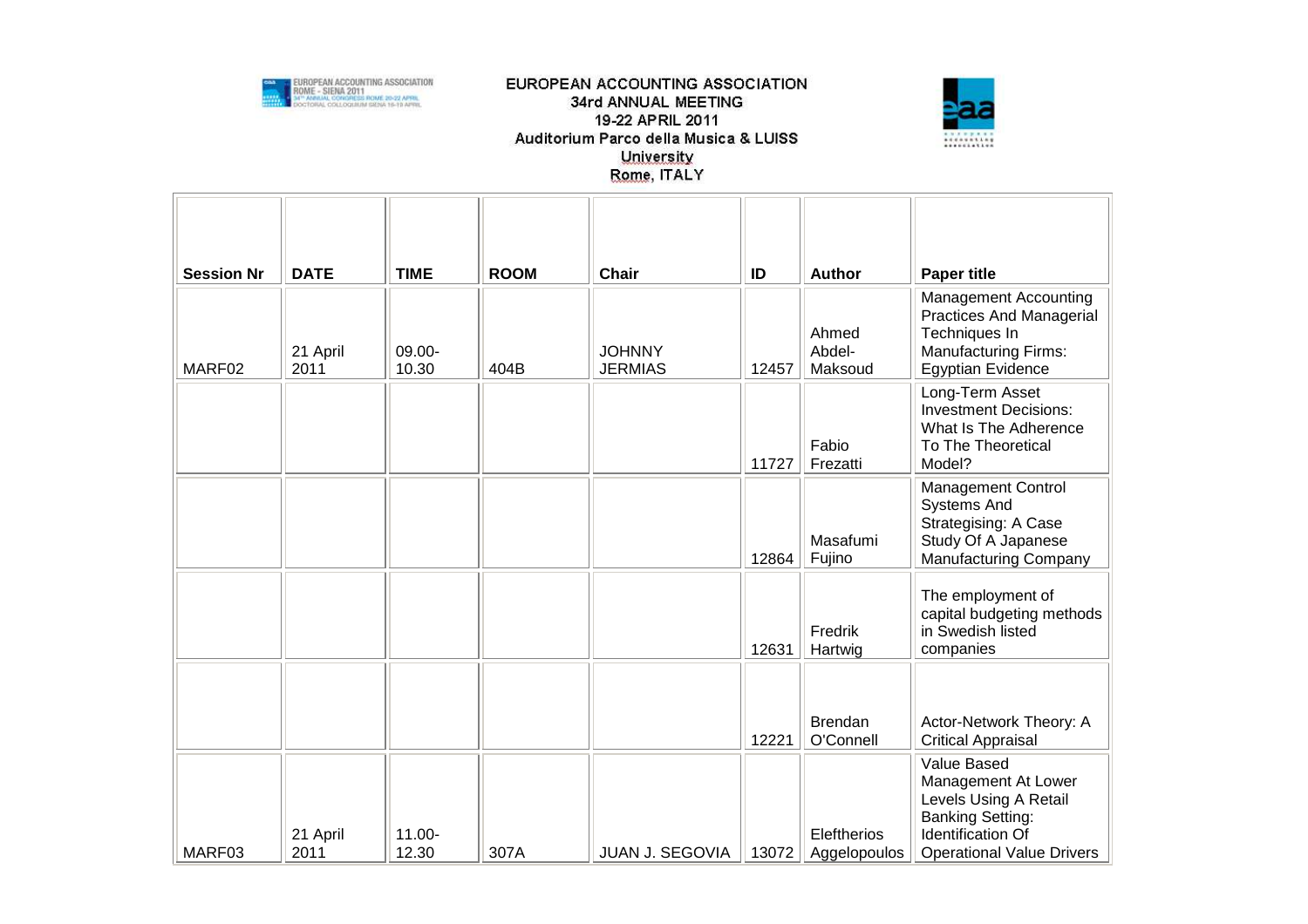EUROPEAN ACCOUNTING ASSOCIATION
34rd ANNUAL MEETING
19-22 APRIL 2011
Auditorium Parco della Musica & LUISS University
Rome, ITALY

| Session Nr | DATE | TIME | ROOM | Chair | ID | Author | Paper title |
|---|---|---|---|---|---|---|---|
| MARF02 | 21 April 2011 | 09.00-10.30 | 404B | JOHNNY JERMIAS | 12457 | Ahmed Abdel-Maksoud | Management Accounting Practices And Managerial Techniques In Manufacturing Firms: Egyptian Evidence |
| | | | | | 11727 | Fabio Frezatti | Long-Term Asset Investment Decisions: What Is The Adherence To The Theoretical Model? |
| | | | | | 12864 | Masafumi Fujino | Management Control Systems And Strategising: A Case Study Of A Japanese Manufacturing Company |
| | | | | | 12631 | Fredrik Hartwig | The employment of capital budgeting methods in Swedish listed companies |
| | | | | | 12221 | Brendan O'Connell | Actor-Network Theory: A Critical Appraisal |
| MARF03 | 21 April 2011 | 11.00-12.30 | 307A | JUAN J. SEGOVIA | 13072 | Eleftherios Aggelopoulos | Value Based Management At Lower Levels Using A Retail Banking Setting: Identification Of Operational Value Drivers |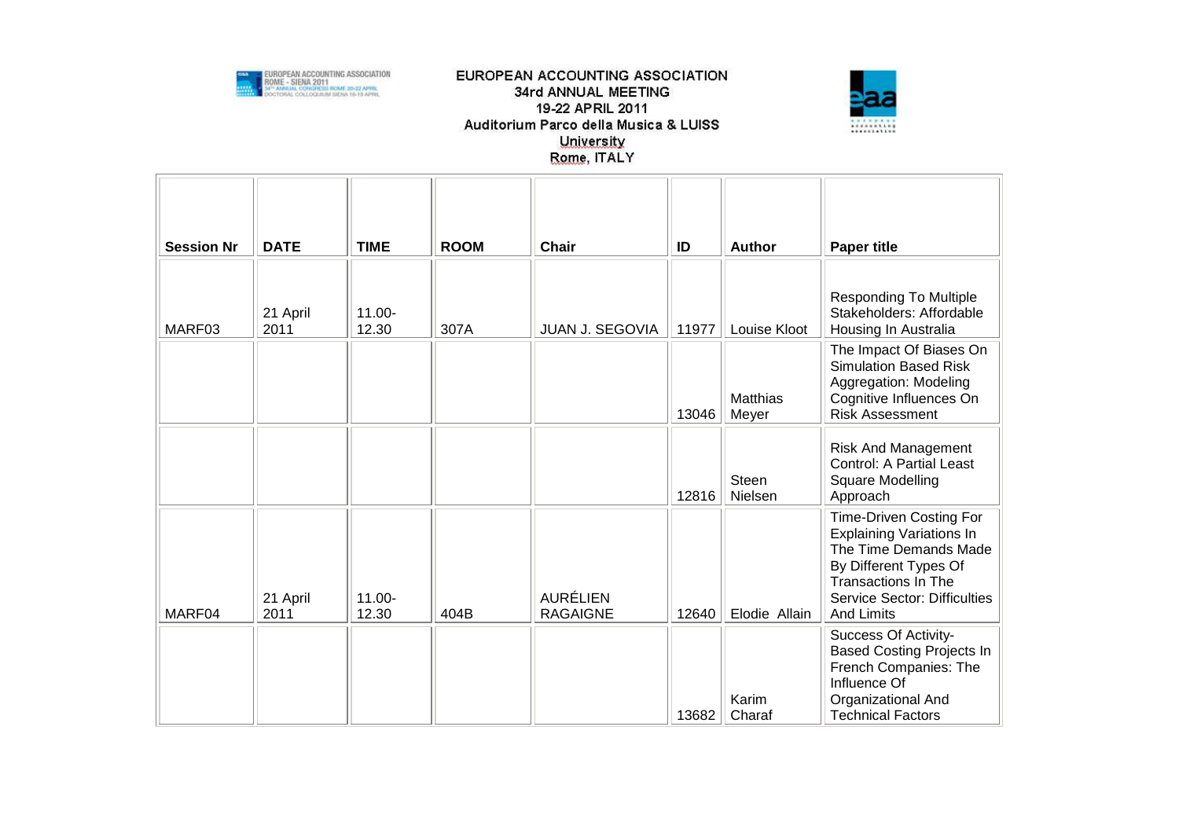EUROPEAN ACCOUNTING ASSOCIATION
34rd ANNUAL MEETING
19-22 APRIL 2011
Auditorium Parco della Musica & LUISS University
Rome, ITALY

| Session Nr | DATE | TIME | ROOM | Chair | ID | Author | Paper title |
|---|---|---|---|---|---|---|---|
| MARF03 | 21 April 2011 | 11.00-12.30 | 307A | JUAN J. SEGOVIA | 11977 | Louise Kloot | Responding To Multiple Stakeholders: Affordable Housing In Australia |
| | | | | | 13046 | Matthias Meyer | The Impact Of Biases On Simulation Based Risk Aggregation: Modeling Cognitive Influences On Risk Assessment |
| | | | | | 12816 | Steen Nielsen | Risk And Management Control: A Partial Least Square Modelling Approach |
| MARF04 | 21 April 2011 | 11.00-12.30 | 404B | AURÉLIEN RAGAIGNE | 12640 | Elodie Allain | Time-Driven Costing For Explaining Variations In The Time Demands Made By Different Types Of Transactions In The Service Sector: Difficulties And Limits |
| | | | | | 13682 | Karim Charaf | Success Of Activity-Based Costing Projects In French Companies: The Influence Of Organizational And Technical Factors |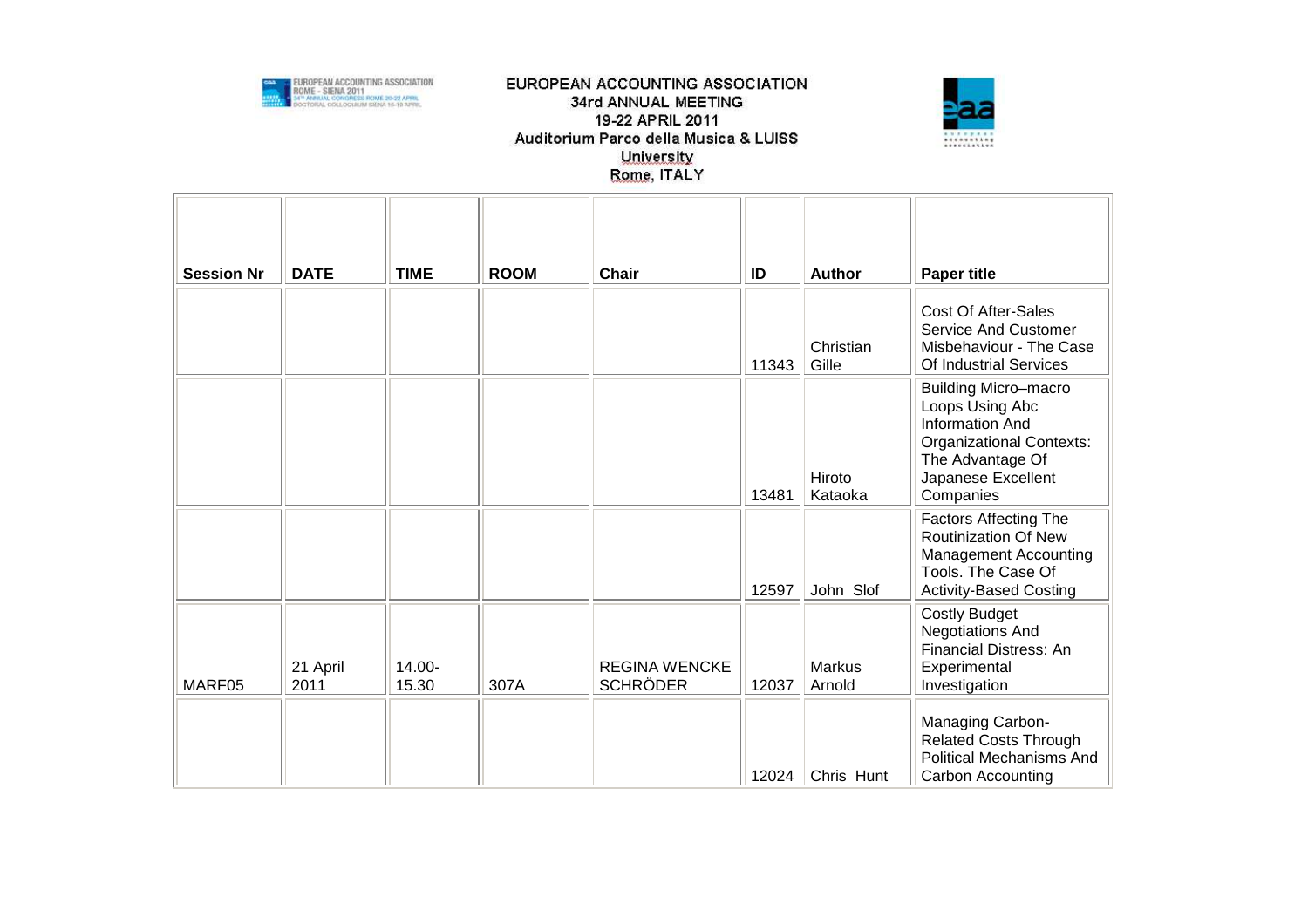EUROPEAN ACCOUNTING ASSOCIATION
34rd ANNUAL MEETING
19-22 APRIL 2011
Auditorium Parco della Musica & LUISS University
Rome, ITALY

| Session Nr | DATE | TIME | ROOM | Chair | ID | Author | Paper title |
|---|---|---|---|---|---|---|---|
| | | | | | 11343 | Christian Gille | Cost Of After-Sales Service And Customer Misbehaviour - The Case Of Industrial Services |
| | | | | | 13481 | Hiroto Kataoka | Building Micro–macro Loops Using Abc Information And Organizational Contexts: The Advantage Of Japanese Excellent Companies |
| | | | | | 12597 | John Slof | Factors Affecting The Routinization Of New Management Accounting Tools. The Case Of Activity-Based Costing |
| MARF05 | 21 April 2011 | 14.00-15.30 | 307A | REGINA WENCKE SCHRÖDER | 12037 | Markus Arnold | Costly Budget Negotiations And Financial Distress: An Experimental Investigation |
| | | | | | 12024 | Chris Hunt | Managing Carbon-Related Costs Through Political Mechanisms And Carbon Accounting |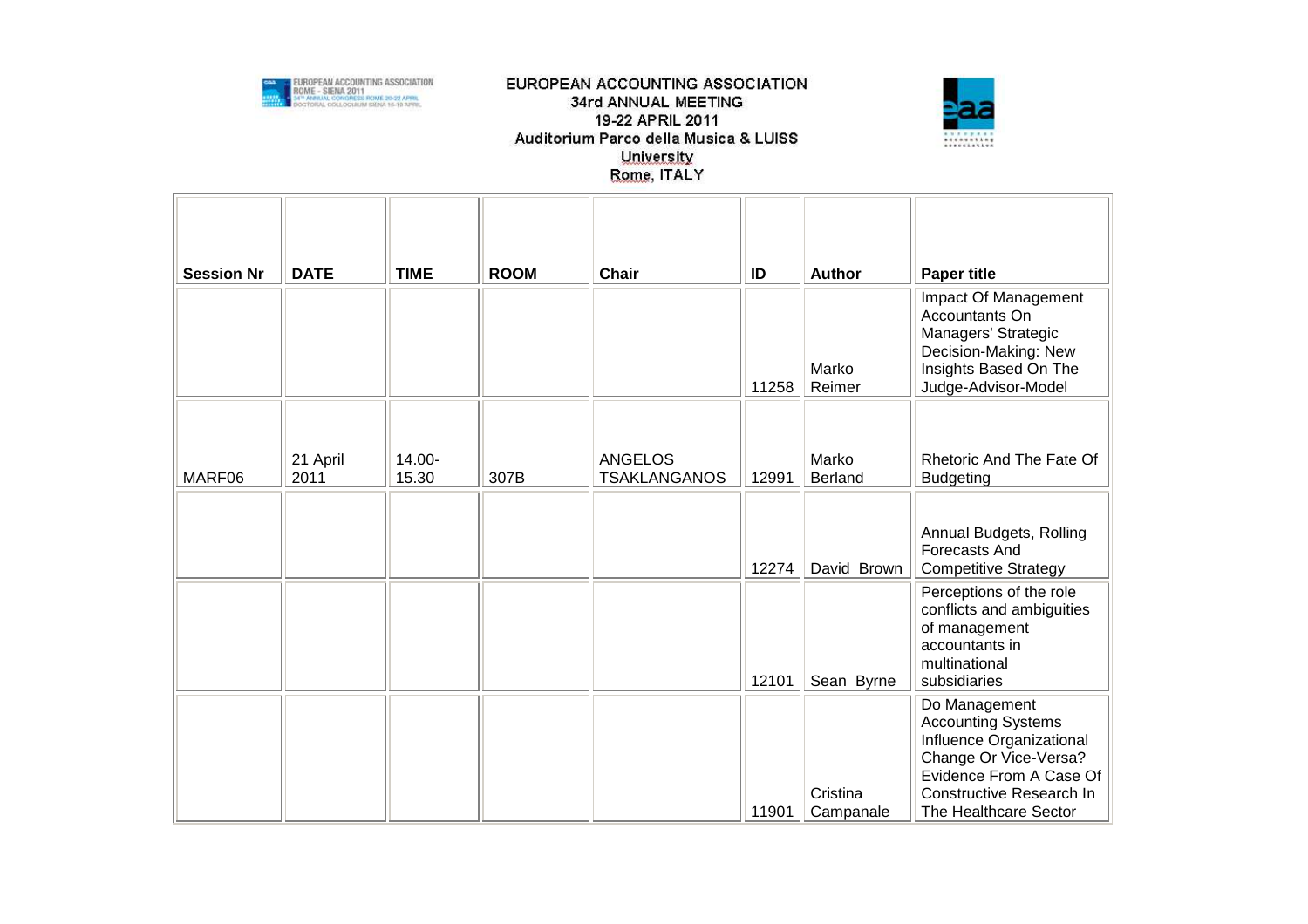EUROPEAN ACCOUNTING ASSOCIATION
34rd ANNUAL MEETING
19-22 APRIL 2011
Auditorium Parco della Musica & LUISS University
Rome, ITALY

| Session Nr | DATE | TIME | ROOM | Chair | ID | Author | Paper title |
|---|---|---|---|---|---|---|---|
| | | | | | 11258 | Marko Reimer | Impact Of Management Accountants On Managers' Strategic Decision-Making: New Insights Based On The Judge-Advisor-Model |
| MARF06 | 21 April 2011 | 14.00-15.30 | 307B | ANGELOS TSAKLANGANOS | 12991 | Marko Berland | Rhetoric And The Fate Of Budgeting |
| | | | | | 12274 | David Brown | Annual Budgets, Rolling Forecasts And Competitive Strategy |
| | | | | | 12101 | Sean Byrne | Perceptions of the role conflicts and ambiguities of management accountants in multinational subsidiaries |
| | | | | | 11901 | Cristina Campanale | Do Management Accounting Systems Influence Organizational Change Or Vice-Versa? Evidence From A Case Of Constructive Research In The Healthcare Sector |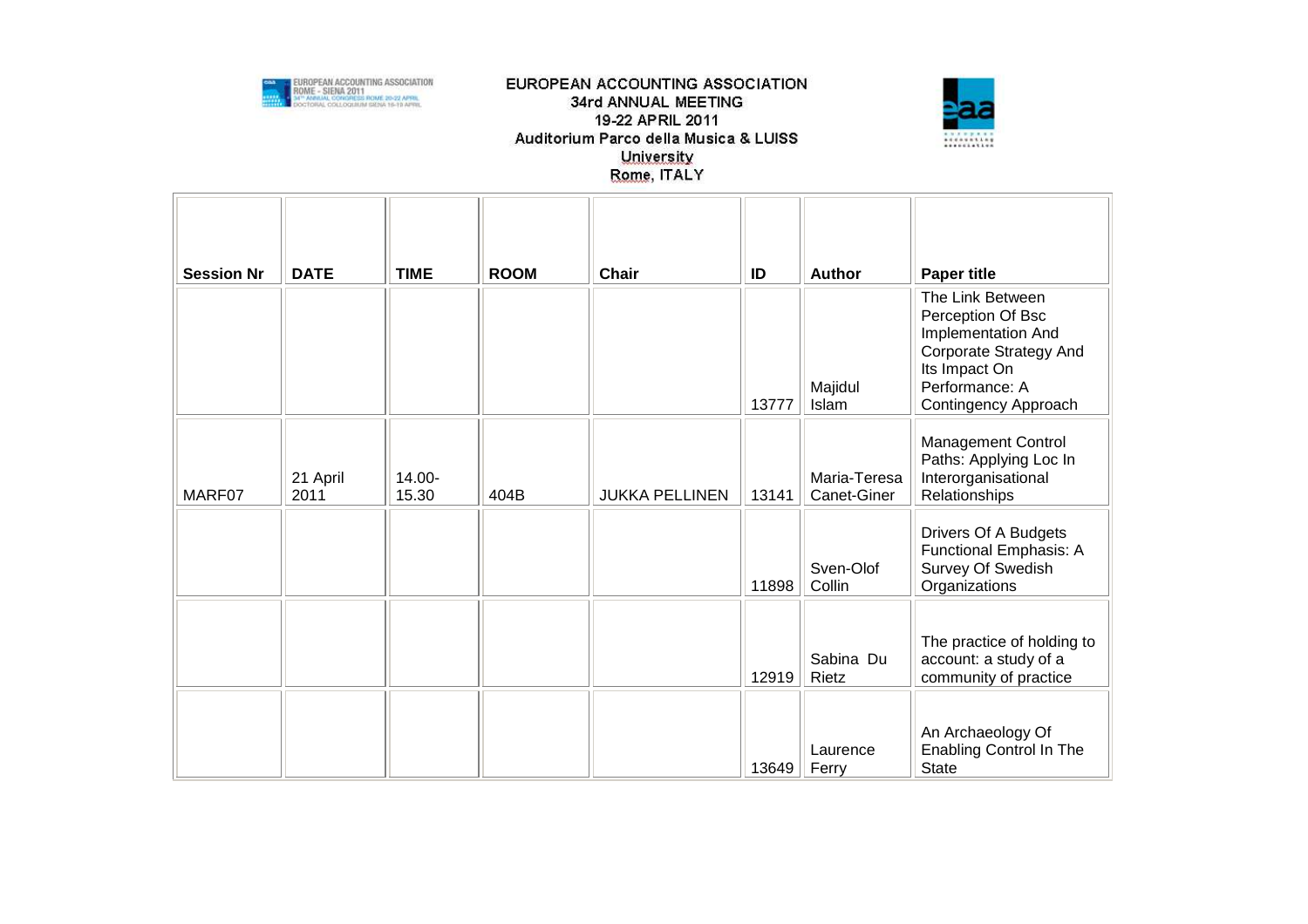EUROPEAN ACCOUNTING ASSOCIATION
34rd ANNUAL MEETING
19-22 APRIL 2011
Auditorium Parco della Musica & LUISS University
Rome, ITALY

| Session Nr | DATE | TIME | ROOM | Chair | ID | Author | Paper title |
|---|---|---|---|---|---|---|---|
| | | | | | 13777 | Majidul Islam | The Link Between Perception Of Bsc Implementation And Corporate Strategy And Its Impact On Performance: A Contingency Approach |
| MARF07 | 21 April 2011 | 14.00-15.30 | 404B | JUKKA PELLINEN | 13141 | Maria-Teresa Canet-Giner | Management Control Paths: Applying Loc In Interorganisational Relationships |
| | | | | | 11898 | Sven-Olof Collin | Drivers Of A Budgets Functional Emphasis: A Survey Of Swedish Organizations |
| | | | | | 12919 | Sabina Du Rietz | The practice of holding to account: a study of a community of practice |
| | | | | | 13649 | Laurence Ferry | An Archaeology Of Enabling Control In The State |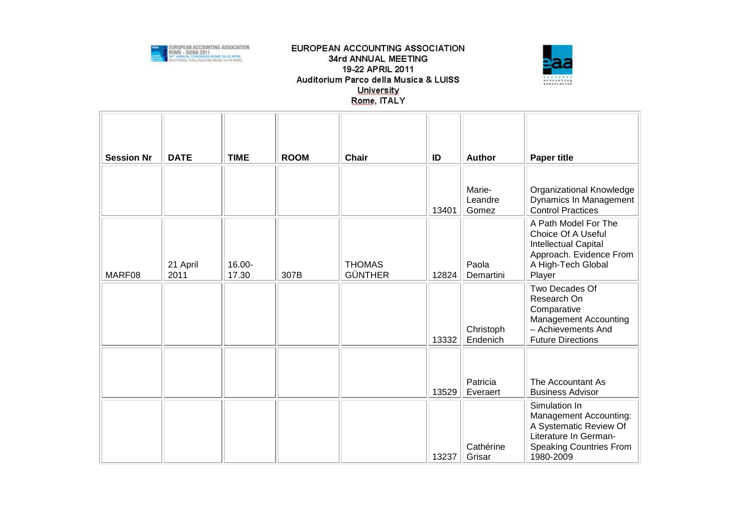EUROPEAN ACCOUNTING ASSOCIATION
34rd ANNUAL MEETING
19-22 APRIL 2011
Auditorium Parco della Musica & LUISS University
Rome, ITALY

| Session Nr | DATE | TIME | ROOM | Chair | ID | Author | Paper title |
|---|---|---|---|---|---|---|---|
| | | | | | 13401 | Marie-Leandre Gomez | Organizational Knowledge Dynamics In Management Control Practices |
| MARF08 | 21 April 2011 | 16.00-17.30 | 307B | THOMAS GÜNTHER | 12824 | Paola Demartini | A Path Model For The Choice Of A Useful Intellectual Capital Approach. Evidence From A High-Tech Global Player |
| | | | | | 13332 | Christoph Endenich | Two Decades Of Research On Comparative Management Accounting – Achievements And Future Directions |
| | | | | | 13529 | Patricia Everaert | The Accountant As Business Advisor |
| | | | | | 13237 | Cathérine Grisar | Simulation In Management Accounting: A Systematic Review Of Literature In German-Speaking Countries From 1980-2009 |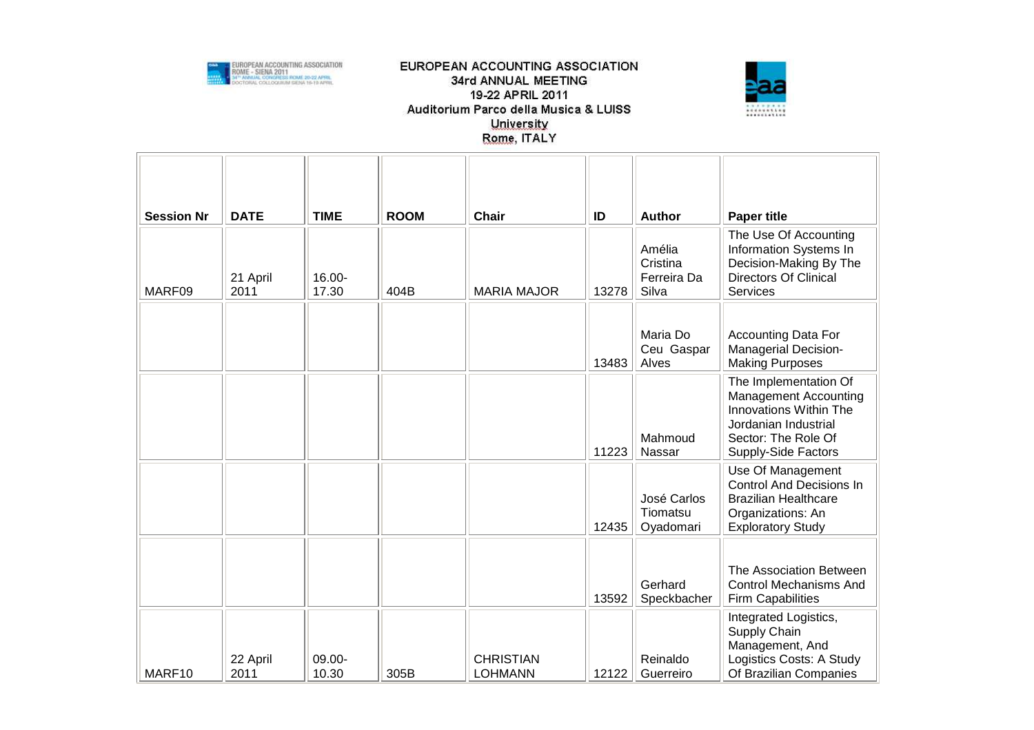EUROPEAN ACCOUNTING ASSOCIATION
34rd ANNUAL MEETING
19-22 APRIL 2011
Auditorium Parco della Musica & LUISS University
Rome, ITALY

| Session Nr | DATE | TIME | ROOM | Chair | ID | Author | Paper title |
|---|---|---|---|---|---|---|---|
| MARF09 | 21 April 2011 | 16.00-17.30 | 404B | MARIA MAJOR | 13278 | Amélia Cristina Ferreira Da Silva | The Use Of Accounting Information Systems In Decision-Making By The Directors Of Clinical Services |
| | | | | | 13483 | Maria Do Ceu Gaspar Alves | Accounting Data For Managerial Decision-Making Purposes |
| | | | | | 11223 | Mahmoud Nassar | The Implementation Of Management Accounting Innovations Within The Jordanian Industrial Sector: The Role Of Supply-Side Factors |
| | | | | | 12435 | José Carlos Tiomatsu Oyadomari | Use Of Management Control And Decisions In Brazilian Healthcare Organizations: An Exploratory Study |
| | | | | | 13592 | Gerhard Speckbacher | The Association Between Control Mechanisms And Firm Capabilities |
| MARF10 | 22 April 2011 | 09.00-10.30 | 305B | CHRISTIAN LOHMANN | 12122 | Reinaldo Guerreiro | Integrated Logistics, Supply Chain Management, And Logistics Costs: A Study Of Brazilian Companies |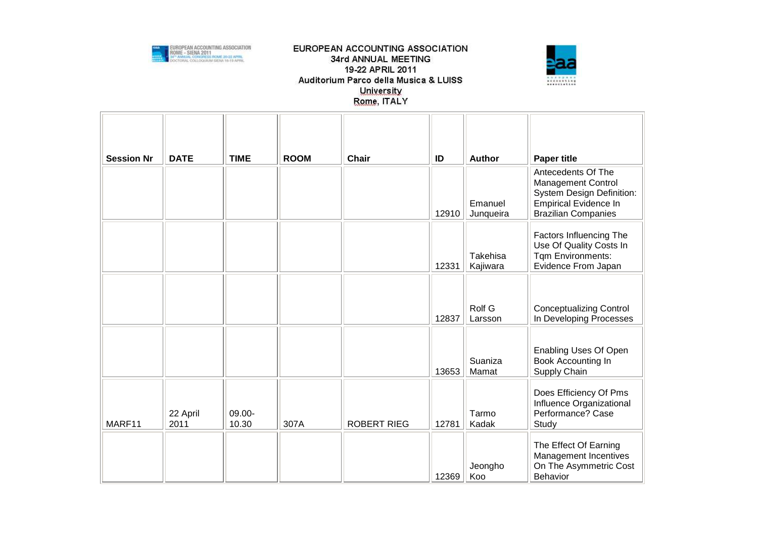EUROPEAN ACCOUNTING ASSOCIATION
34rd ANNUAL MEETING
19-22 APRIL 2011
Auditorium Parco della Musica & LUISS University
Rome, ITALY

| Session Nr | DATE | TIME | ROOM | Chair | ID | Author | Paper title |
|---|---|---|---|---|---|---|---|
| | | | | | 12910 | Emanuel Junqueira | Antecedents Of The Management Control System Design Definition: Empirical Evidence In Brazilian Companies |
| | | | | | 12331 | Takehisa Kajiwara | Factors Influencing The Use Of Quality Costs In Tqm Environments: Evidence From Japan |
| | | | | | 12837 | Rolf G Larsson | Conceptualizing Control In Developing Processes |
| | | | | | 13653 | Suaniza Mamat | Enabling Uses Of Open Book Accounting In Supply Chain |
| MARF11 | 22 April 2011 | 09.00-10.30 | 307A | ROBERT RIEG | 12781 | Tarmo Kadak | Does Efficiency Of Pms Influence Organizational Performance? Case Study |
| | | | | | 12369 | Jeongho Koo | The Effect Of Earning Management Incentives On The Asymmetric Cost Behavior |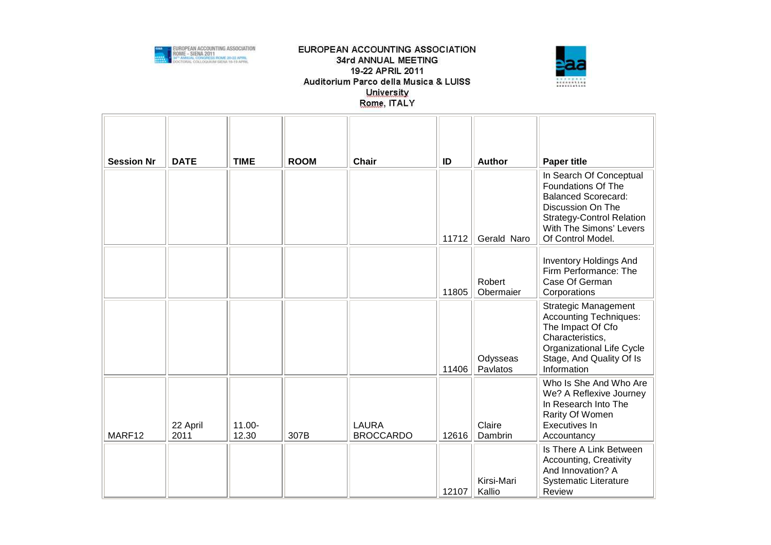EUROPEAN ACCOUNTING ASSOCIATION
34rd ANNUAL MEETING
19-22 APRIL 2011
Auditorium Parco della Musica & LUISS University
Rome, ITALY

| Session Nr | DATE | TIME | ROOM | Chair | ID | Author | Paper title |
|---|---|---|---|---|---|---|---|
| | | | | | 11712 | Gerald Naro | In Search Of Conceptual Foundations Of The Balanced Scorecard: Discussion On The Strategy-Control Relation With The Simons' Levers Of Control Model. |
| | | | | | 11805 | Robert Obermaier | Inventory Holdings And Firm Performance: The Case Of German Corporations |
| | | | | | 11406 | Odysseas Pavlatos | Strategic Management Accounting Techniques: The Impact Of Cfo Characteristics, Organizational Life Cycle Stage, And Quality Of Is Information |
| MARF12 | 22 April 2011 | 11.00-12.30 | 307B | LAURA BROCCARDO | 12616 | Claire Dambrin | Who Is She And Who Are We? A Reflexive Journey In Research Into The Rarity Of Women Executives In Accountancy |
| | | | | | 12107 | Kirsi-Mari Kallio | Is There A Link Between Accounting, Creativity And Innovation? A Systematic Literature Review |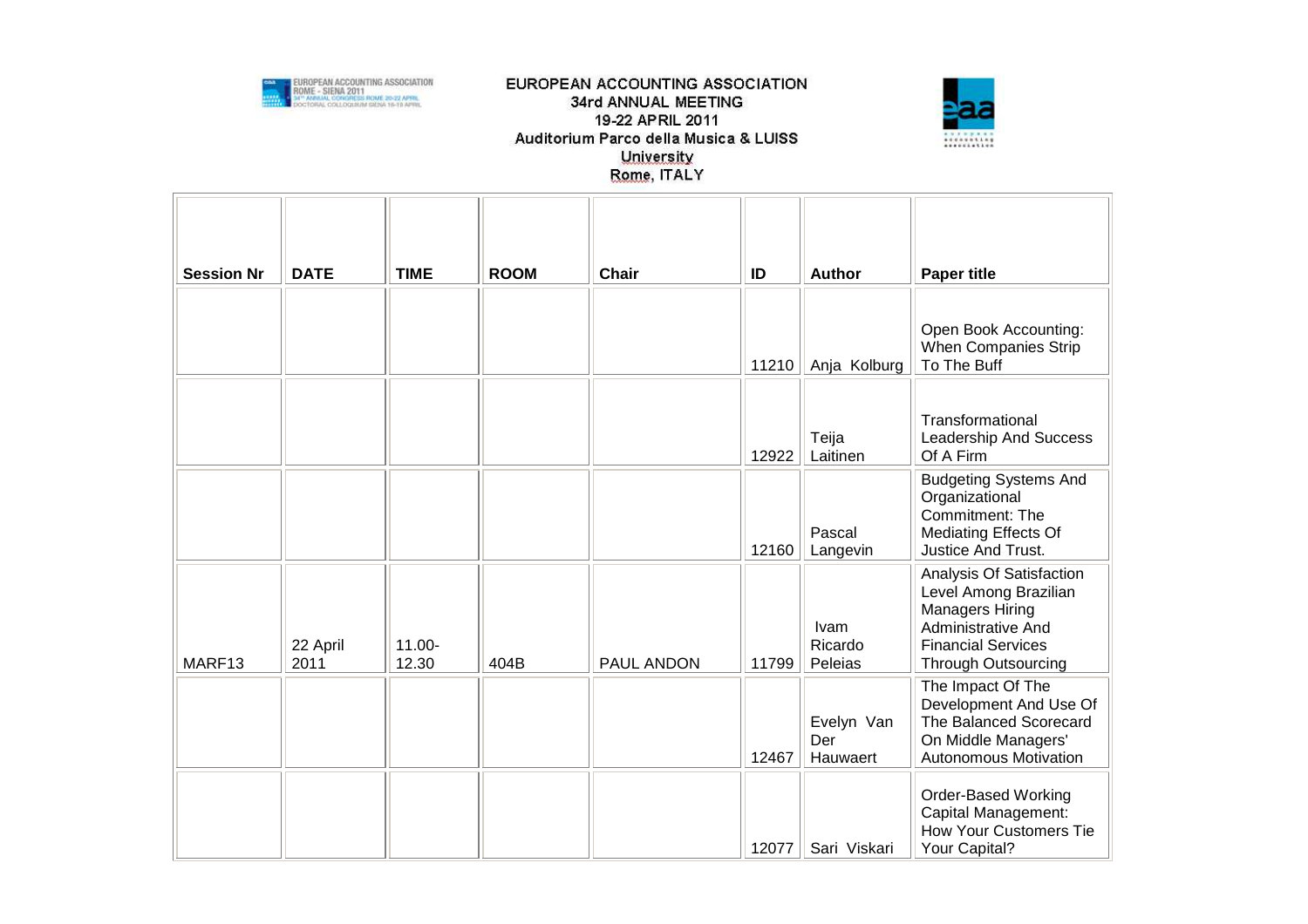EUROPEAN ACCOUNTING ASSOCIATION
34rd ANNUAL MEETING
19-22 APRIL 2011
Auditorium Parco della Musica & LUISS University
Rome, ITALY

| Session Nr | DATE | TIME | ROOM | Chair | ID | Author | Paper title |
|---|---|---|---|---|---|---|---|
| | | | | | 11210 | Anja Kolburg | Open Book Accounting: When Companies Strip To The Buff |
| | | | | | 12922 | Teija Laitinen | Transformational Leadership And Success Of A Firm |
| | | | | | 12160 | Pascal Langevin | Budgeting Systems And Organizational Commitment: The Mediating Effects Of Justice And Trust. |
| MARF13 | 22 April 2011 | 11.00-12.30 | 404B | PAUL ANDON | 11799 | Ivam Ricardo Peleias | Analysis Of Satisfaction Level Among Brazilian Managers Hiring Administrative And Financial Services Through Outsourcing |
| | | | | | 12467 | Evelyn Van Der Hauwaert | The Impact Of The Development And Use Of The Balanced Scorecard On Middle Managers' Autonomous Motivation |
| | | | | | 12077 | Sari Viskari | Order-Based Working Capital Management: How Your Customers Tie Your Capital? |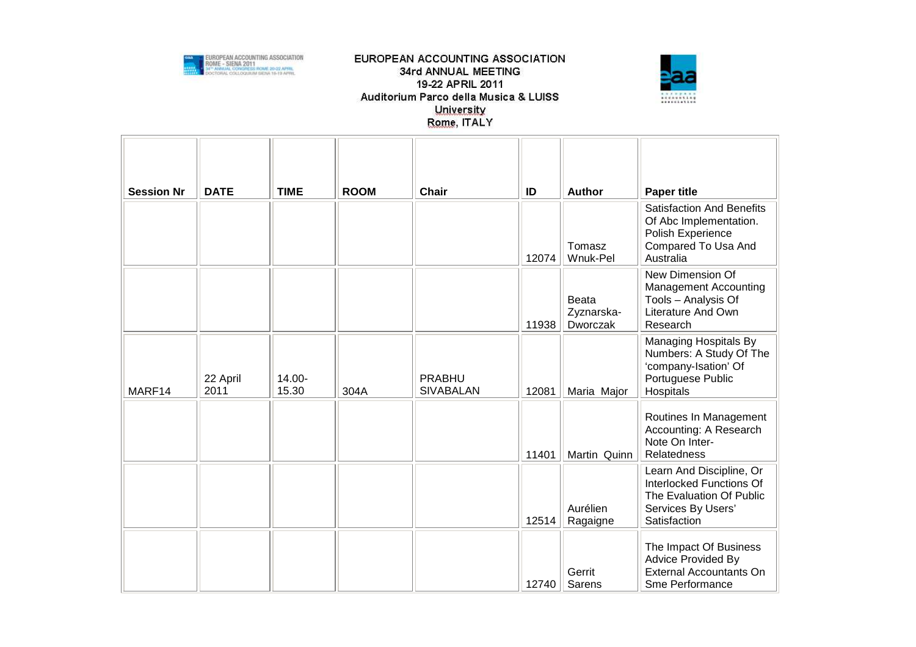EUROPEAN ACCOUNTING ASSOCIATION
34rd ANNUAL MEETING
19-22 APRIL 2011
Auditorium Parco della Musica & LUISS University
Rome, ITALY

| Session Nr | DATE | TIME | ROOM | Chair | ID | Author | Paper title |
|---|---|---|---|---|---|---|---|
| | | | | | 12074 | Tomasz Wnuk-Pel | Satisfaction And Benefits Of Abc Implementation. Polish Experience Compared To Usa And Australia |
| | | | | | 11938 | Beata Zyznarska-Dworczak | New Dimension Of Management Accounting Tools – Analysis Of Literature And Own Research |
| MARF14 | 22 April 2011 | 14.00-15.30 | 304A | PRABHU SIVABALAN | 12081 | Maria Major | Managing Hospitals By Numbers: A Study Of The 'company-Isation' Of Portuguese Public Hospitals |
| | | | | | 11401 | Martin Quinn | Routines In Management Accounting: A Research Note On Inter-Relatedness |
| | | | | | 12514 | Aurélien Ragaigne | Learn And Discipline, Or Interlocked Functions Of The Evaluation Of Public Services By Users' Satisfaction |
| | | | | | 12740 | Gerrit Sarens | The Impact Of Business Advice Provided By External Accountants On Sme Performance |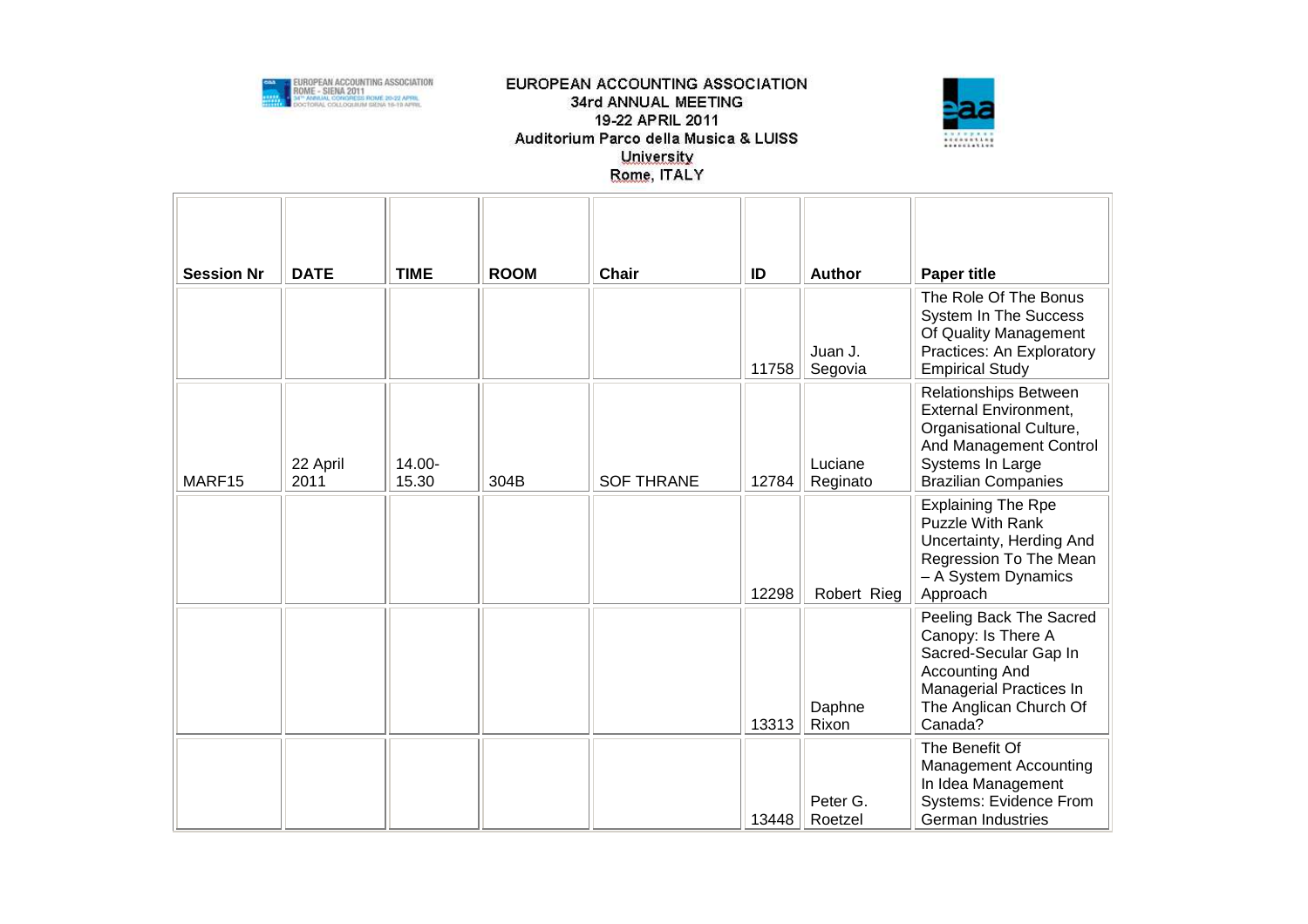EUROPEAN ACCOUNTING ASSOCIATION
34rd ANNUAL MEETING
19-22 APRIL 2011
Auditorium Parco della Musica & LUISS University
Rome, ITALY

| Session Nr | DATE | TIME | ROOM | Chair | ID | Author | Paper title |
|---|---|---|---|---|---|---|---|
| | | | | | 11758 | Juan J. Segovia | The Role Of The Bonus System In The Success Of Quality Management Practices: An Exploratory Empirical Study |
| MARF15 | 22 April 2011 | 14.00-15.30 | 304B | SOF THRANE | 12784 | Luciane Reginato | Relationships Between External Environment, Organisational Culture, And Management Control Systems In Large Brazilian Companies |
| | | | | | 12298 | Robert Rieg | Explaining The Rpe Puzzle With Rank Uncertainty, Herding And Regression To The Mean – A System Dynamics Approach |
| | | | | | 13313 | Daphne Rixon | Peeling Back The Sacred Canopy: Is There A Sacred-Secular Gap In Accounting And Managerial Practices In The Anglican Church Of Canada? |
| | | | | | 13448 | Peter G. Roetzel | The Benefit Of Management Accounting In Idea Management Systems: Evidence From German Industries |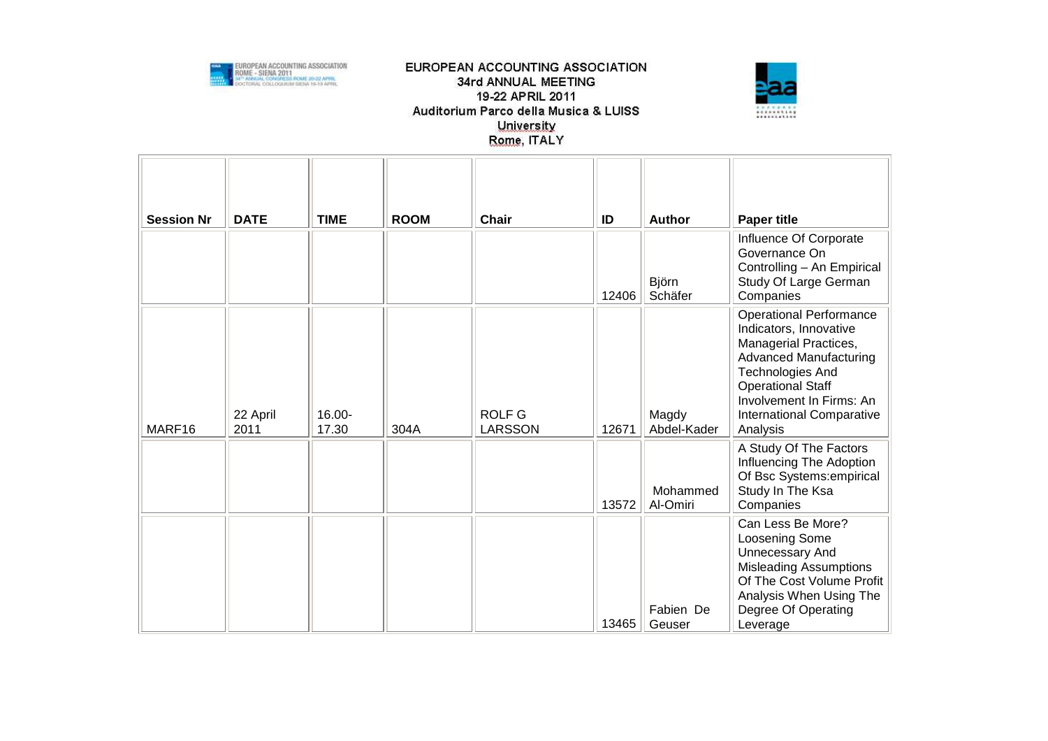EUROPEAN ACCOUNTING ASSOCIATION
34rd ANNUAL MEETING
19-22 APRIL 2011
Auditorium Parco della Musica & LUISS University
Rome, ITALY

| Session Nr | DATE | TIME | ROOM | Chair | ID | Author | Paper title |
|---|---|---|---|---|---|---|---|
| | | | | | 12406 | Björn Schäfer | Influence Of Corporate Governance On Controlling – An Empirical Study Of Large German Companies |
| MARF16 | 22 April 2011 | 16.00-17.30 | 304A | ROLF G LARSSON | 12671 | Magdy Abdel-Kader | Operational Performance Indicators, Innovative Managerial Practices, Advanced Manufacturing Technologies And Operational Staff Involvement In Firms: An International Comparative Analysis |
| | | | | | 13572 | Mohammed Al-Omiri | A Study Of The Factors Influencing The Adoption Of Bsc Systems:empirical Study In The Ksa Companies |
| | | | | | 13465 | Fabien De Geuser | Can Less Be More? Loosening Some Unnecessary And Misleading Assumptions Of The Cost Volume Profit Analysis When Using The Degree Of Operating Leverage |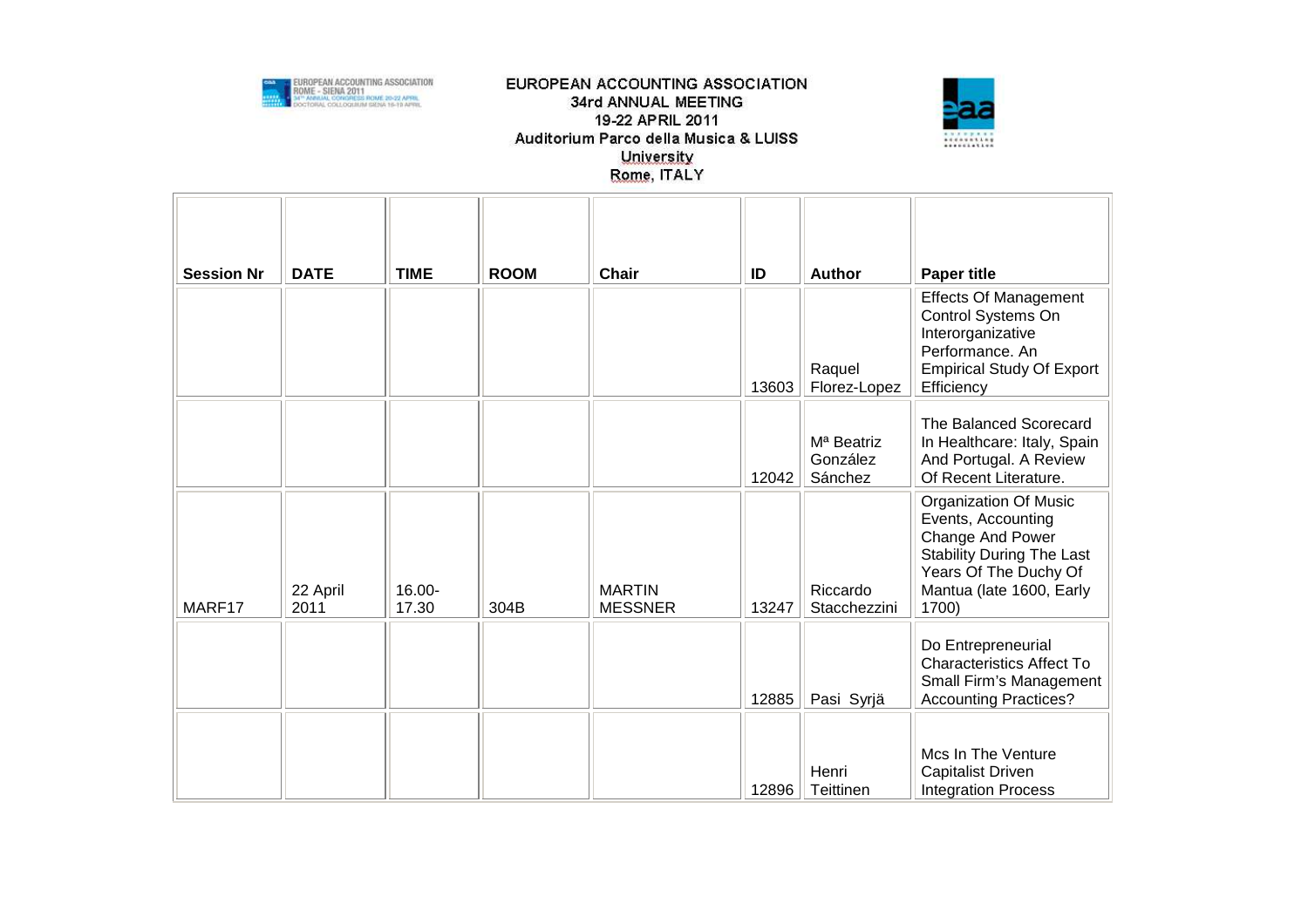# EUROPEAN ACCOUNTING ASSOCIATION
34rd ANNUAL MEETING
19-22 APRIL 2011
Auditorium Parco della Musica & LUISS University
Rome, ITALY

| Session Nr | DATE | TIME | ROOM | Chair | ID | Author | Paper title |
|---|---|---|---|---|---|---|---|
| | | | | | 13603 | Raquel Florez-Lopez | Effects Of Management Control Systems On Interorganizative Performance. An Empirical Study Of Export Efficiency |
| | | | | | 12042 | Mª Beatriz González Sánchez | The Balanced Scorecard In Healthcare: Italy, Spain And Portugal. A Review Of Recent Literature. |
| MARF17 | 22 April 2011 | 16.00-17.30 | 304B | MARTIN MESSNER | 13247 | Riccardo Stacchezzini | Organization Of Music Events, Accounting Change And Power Stability During The Last Years Of The Duchy Of Mantua (late 1600, Early 1700) |
| | | | | | 12885 | Pasi Syrjä | Do Entrepreneurial Characteristics Affect To Small Firm's Management Accounting Practices? |
| | | | | | 12896 | Henri Teittinen | Mcs In The Venture Capitalist Driven Integration Process |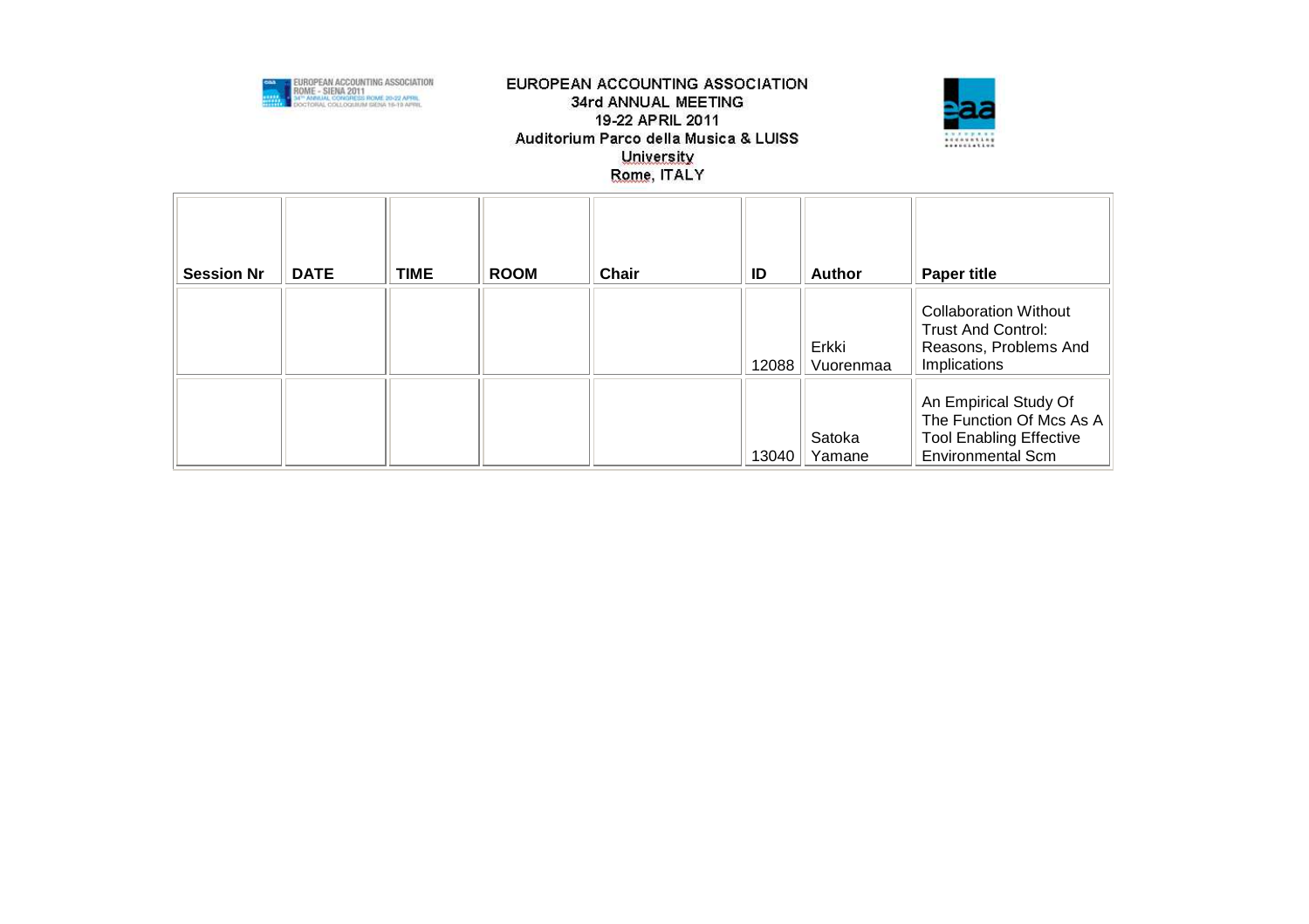| Session Nr | DATE | TIME | ROOM | Chair | ID | Author | Paper title |
|---|---|---|---|---|---|---|---|
| | | | | | 12088 | Erkki Vuorenmaa | Collaboration Without Trust And Control: Reasons, Problems And Implications |
| | | | | | 13040 | Satoka Yamane | An Empirical Study Of The Function Of Mcs As A Tool Enabling Effective Environmental Scm |